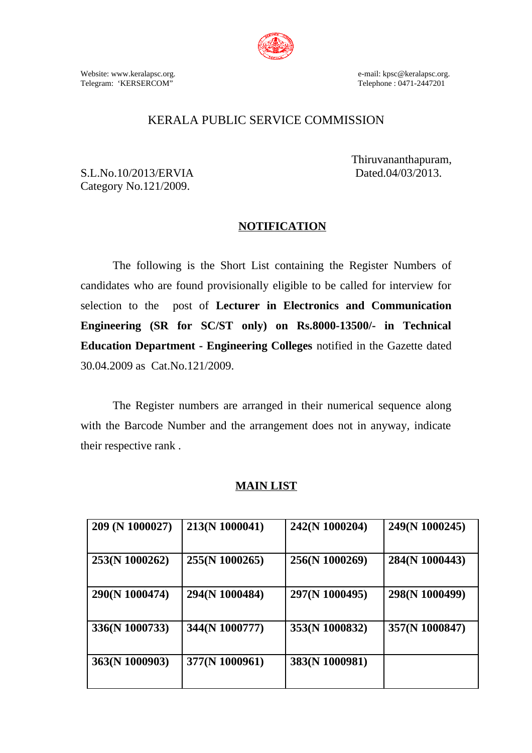Website: www.keralapsc.org.
Telegram: 'KERSERCOM"

e-mail: kpsc@keralapsc.org.
Telephone : 0471-2447201

# KERALA PUBLIC SERVICE COMMISSION

Thiruvananthapuram,
Dated.04/03/2013.

S.L.No.10/2013/ERVIA
Category No.121/2009.

## NOTIFICATION

The following is the Short List containing the Register Numbers of candidates who are found provisionally eligible to be called for interview for selection to the post of **Lecturer in Electronics and Communication Engineering (SR for SC/ST only) on Rs.8000-13500/- in Technical Education Department - Engineering Colleges** notified in the Gazette dated 30.04.2009 as Cat.No.121/2009.

The Register numbers are arranged in their numerical sequence along with the Barcode Number and the arrangement does not in anyway, indicate their respective rank .

## MAIN LIST

| | | | |
|---|---|---|---|
| **209 (N 1000027)** | **213(N 1000041)** | **242(N 1000204)** | **249(N 1000245)** |
| **253(N 1000262)** | **255(N 1000265)** | **256(N 1000269)** | **284(N 1000443)** |
| **290(N 1000474)** | **294(N 1000484)** | **297(N 1000495)** | **298(N 1000499)** |
| **336(N 1000733)** | **344(N 1000777)** | **353(N 1000832)** | **357(N 1000847)** |
| **363(N 1000903)** | **377(N 1000961)** | **383(N 1000981)** | |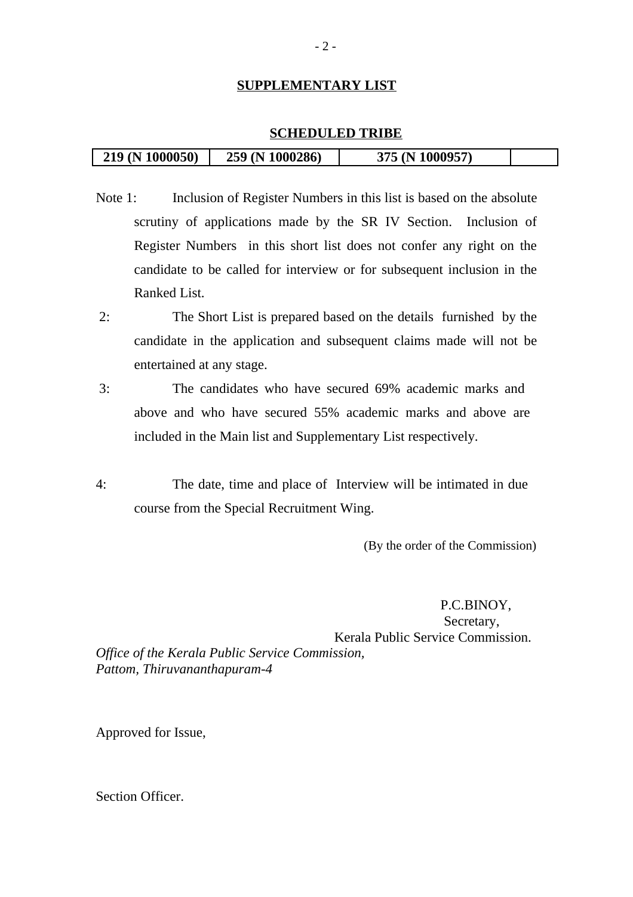## SUPPLEMENTARY LIST

### SCHEDULED TRIBE

| | | | |
|---|---|---|---|
| **219 (N 1000050)** | **259 (N 1000286)** | **375 (N 1000957)** | |

Note 1: Inclusion of Register Numbers in this list is based on the absolute scrutiny of applications made by the SR IV Section. Inclusion of Register Numbers in this short list does not confer any right on the candidate to be called for interview or for subsequent inclusion in the Ranked List.

2: The Short List is prepared based on the details furnished by the candidate in the application and subsequent claims made will not be entertained at any stage.

3: The candidates who have secured 69% academic marks and above and who have secured 55% academic marks and above are included in the Main list and Supplementary List respectively.

4: The date, time and place of Interview will be intimated in due course from the Special Recruitment Wing.

(By the order of the Commission)

P.C.BINOY,
Secretary,
Kerala Public Service Commission.

*Office of the Kerala Public Service Commission,*
*Pattom, Thiruvananthapuram-4*

Approved for Issue,

Section Officer.